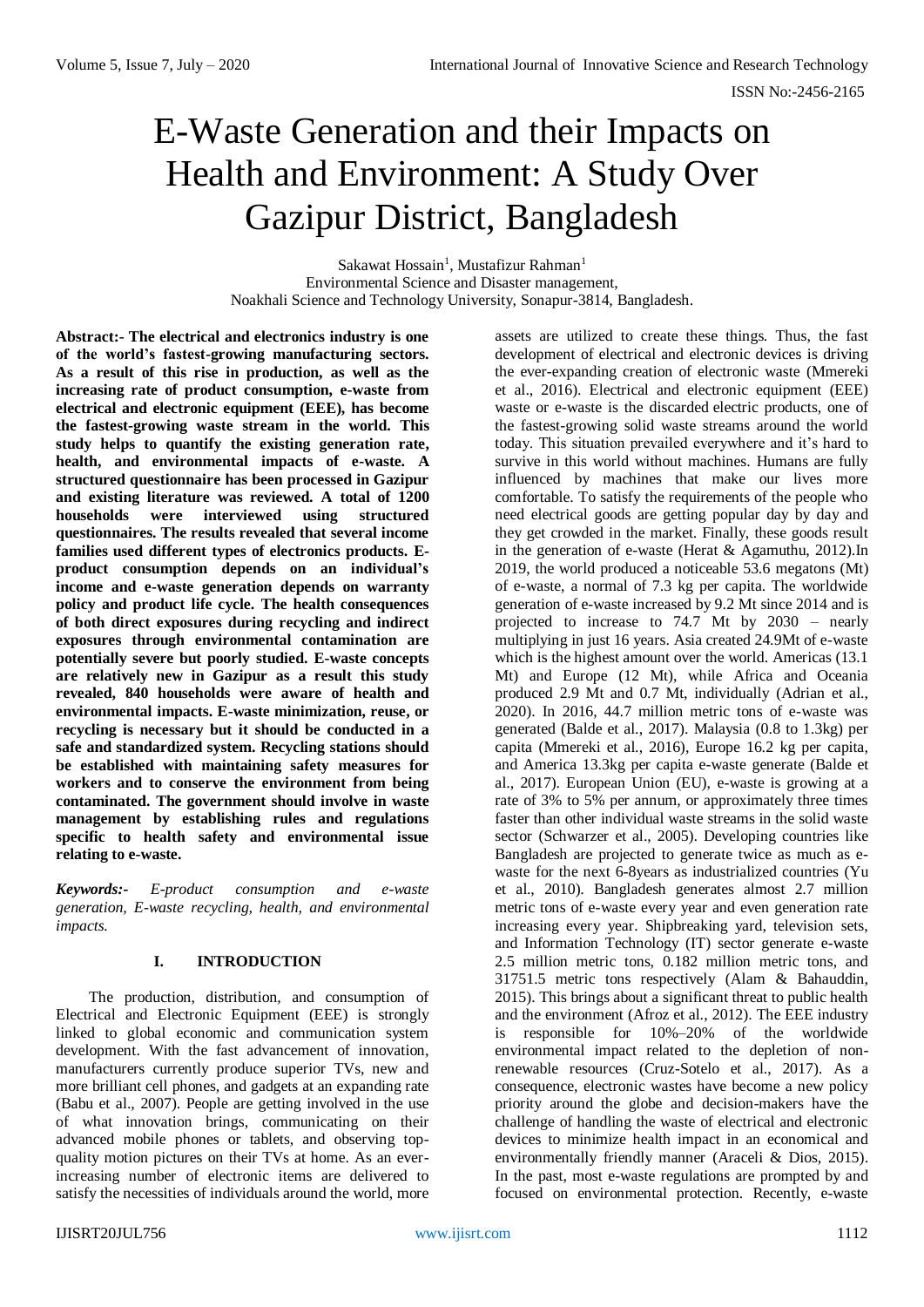# E-Waste Generation and their Impacts on Health and Environment: A Study Over Gazipur District, Bangladesh

Sakawat Hossain[1], Mustafizur Rahman[1]
Environmental Science and Disaster management,
Noakhali Science and Technology University, Sonapur-3814, Bangladesh.

**Abstract:- The electrical and electronics industry is one of the world's fastest-growing manufacturing sectors. As a result of this rise in production, as well as the increasing rate of product consumption, e-waste from electrical and electronic equipment (EEE), has become the fastest-growing waste stream in the world. This study helps to quantify the existing generation rate, health, and environmental impacts of e-waste. A structured questionnaire has been processed in Gazipur and existing literature was reviewed. A total of 1200 households were interviewed using structured questionnaires. The results revealed that several income families used different types of electronics products. E-product consumption depends on an individual's income and e-waste generation depends on warranty policy and product life cycle. The health consequences of both direct exposures during recycling and indirect exposures through environmental contamination are potentially severe but poorly studied. E-waste concepts are relatively new in Gazipur as a result this study revealed, 840 households were aware of health and environmental impacts. E-waste minimization, reuse, or recycling is necessary but it should be conducted in a safe and standardized system. Recycling stations should be established with maintaining safety measures for workers and to conserve the environment from being contaminated. The government should involve in waste management by establishing rules and regulations specific to health safety and environmental issue relating to e-waste.**

***Keywords:-** E-product consumption and e-waste generation, E-waste recycling, health, and environmental impacts.*

## I. INTRODUCTION

The production, distribution, and consumption of Electrical and Electronic Equipment (EEE) is strongly linked to global economic and communication system development. With the fast advancement of innovation, manufacturers currently produce superior TVs, new and more brilliant cell phones, and gadgets at an expanding rate (Babu et al., 2007). People are getting involved in the use of what innovation brings, communicating on their advanced mobile phones or tablets, and observing top-quality motion pictures on their TVs at home. As an ever-increasing number of electronic items are delivered to satisfy the necessities of individuals around the world, more assets are utilized to create these things. Thus, the fast development of electrical and electronic devices is driving the ever-expanding creation of electronic waste (Mmereki et al., 2016). Electrical and electronic equipment (EEE) waste or e-waste is the discarded electric products, one of the fastest-growing solid waste streams around the world today. This situation prevailed everywhere and it's hard to survive in this world without machines. Humans are fully influenced by machines that make our lives more comfortable. To satisfy the requirements of the people who need electrical goods are getting popular day by day and they get crowded in the market. Finally, these goods result in the generation of e-waste (Herat & Agamuthu, 2012).In 2019, the world produced a noticeable 53.6 megatons (Mt) of e-waste, a normal of 7.3 kg per capita. The worldwide generation of e-waste increased by 9.2 Mt since 2014 and is projected to increase to 74.7 Mt by 2030 – nearly multiplying in just 16 years. Asia created 24.9Mt of e-waste which is the highest amount over the world. Americas (13.1 Mt) and Europe (12 Mt), while Africa and Oceania produced 2.9 Mt and 0.7 Mt, individually (Adrian et al., 2020). In 2016, 44.7 million metric tons of e-waste was generated (Balde et al., 2017). Malaysia (0.8 to 1.3kg) per capita (Mmereki et al., 2016), Europe 16.2 kg per capita, and America 13.3kg per capita e-waste generate (Balde et al., 2017). European Union (EU), e-waste is growing at a rate of 3% to 5% per annum, or approximately three times faster than other individual waste streams in the solid waste sector (Schwarzer et al., 2005). Developing countries like Bangladesh are projected to generate twice as much as e-waste for the next 6-8years as industrialized countries (Yu et al., 2010). Bangladesh generates almost 2.7 million metric tons of e-waste every year and even generation rate increasing every year. Shipbreaking yard, television sets, and Information Technology (IT) sector generate e-waste 2.5 million metric tons, 0.182 million metric tons, and 31751.5 metric tons respectively (Alam & Bahauddin, 2015). This brings about a significant threat to public health and the environment (Afroz et al., 2012). The EEE industry is responsible for 10%–20% of the worldwide environmental impact related to the depletion of non-renewable resources (Cruz-Sotelo et al., 2017). As a consequence, electronic wastes have become a new policy priority around the globe and decision-makers have the challenge of handling the waste of electrical and electronic devices to minimize health impact in an economical and environmentally friendly manner (Araceli & Dios, 2015). In the past, most e-waste regulations are prompted by and focused on environmental protection. Recently, e-waste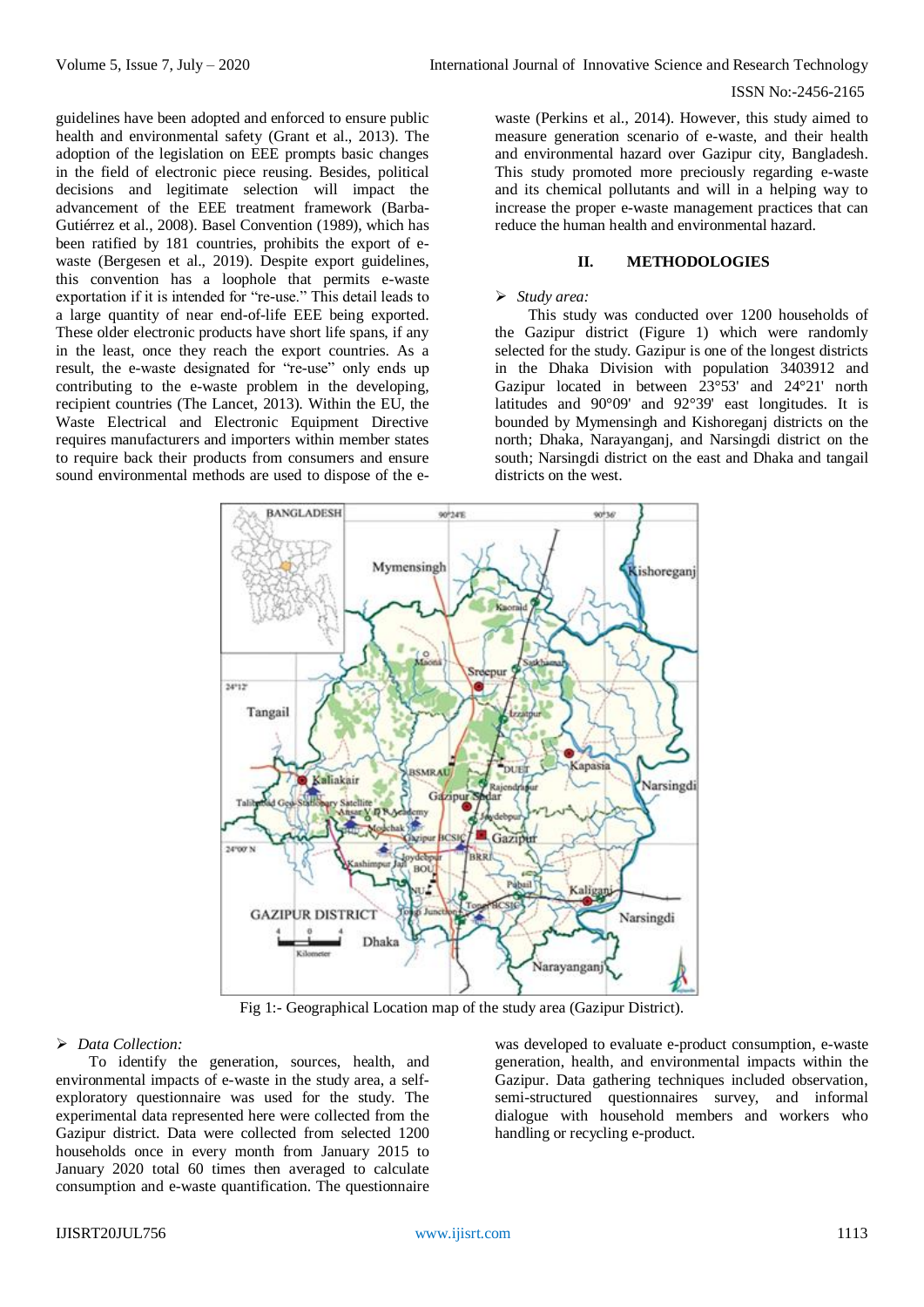guidelines have been adopted and enforced to ensure public health and environmental safety (Grant et al., 2013). The adoption of the legislation on EEE prompts basic changes in the field of electronic piece reusing. Besides, political decisions and legitimate selection will impact the advancement of the EEE treatment framework (Barba-Gutiérrez et al., 2008). Basel Convention (1989), which has been ratified by 181 countries, prohibits the export of e-waste (Bergesen et al., 2019). Despite export guidelines, this convention has a loophole that permits e-waste exportation if it is intended for "re-use." This detail leads to a large quantity of near end-of-life EEE being exported. These older electronic products have short life spans, if any in the least, once they reach the export countries. As a result, the e-waste designated for "re-use" only ends up contributing to the e-waste problem in the developing, recipient countries (The Lancet, 2013). Within the EU, the Waste Electrical and Electronic Equipment Directive requires manufacturers and importers within member states to require back their products from consumers and ensure sound environmental methods are used to dispose of the e-waste (Perkins et al., 2014). However, this study aimed to measure generation scenario of e-waste, and their health and environmental hazard over Gazipur city, Bangladesh. This study promoted more preciously regarding e-waste and its chemical pollutants and will in a helping way to increase the proper e-waste management practices that can reduce the human health and environmental hazard.

## II. METHODOLOGIES

➢ *Study area:*

This study was conducted over 1200 households of the Gazipur district (Figure 1) which were randomly selected for the study. Gazipur is one of the longest districts in the Dhaka Division with population 3403912 and Gazipur located in between 23°53' and 24°21' north latitudes and 90°09' and 92°39' east longitudes. It is bounded by Mymensingh and Kishoreganj districts on the north; Dhaka, Narayanganj, and Narsingdi district on the south; Narsingdi district on the east and Dhaka and tangail districts on the west.

Fig 1:- Geographical Location map of the study area (Gazipur District).

➢ *Data Collection:*

To identify the generation, sources, health, and environmental impacts of e-waste in the study area, a self-exploratory questionnaire was used for the study. The experimental data represented here were collected from the Gazipur district. Data were collected from selected 1200 households once in every month from January 2015 to January 2020 total 60 times then averaged to calculate consumption and e-waste quantification. The questionnaire was developed to evaluate e-product consumption, e-waste generation, health, and environmental impacts within the Gazipur. Data gathering techniques included observation, semi-structured questionnaires survey, and informal dialogue with household members and workers who handling or recycling e-product.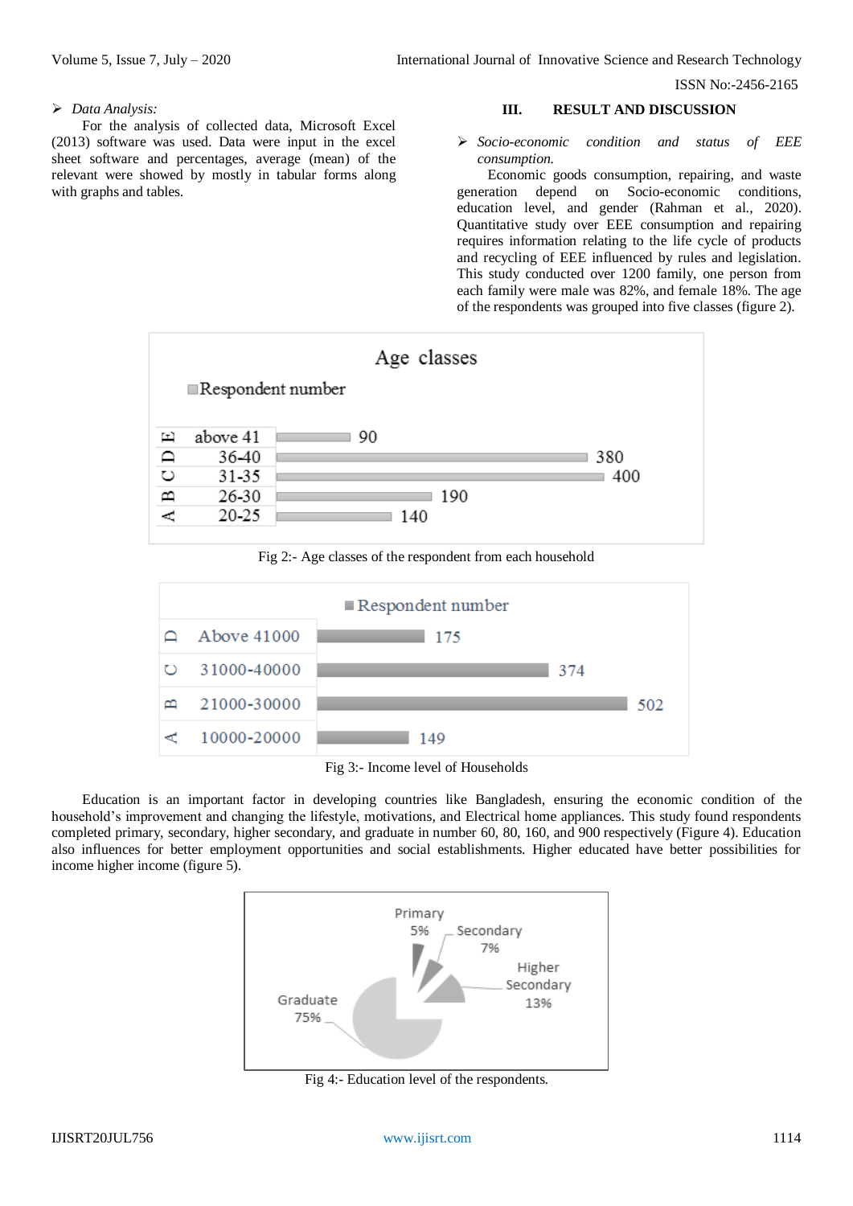➢ *Data Analysis:*

For the analysis of collected data, Microsoft Excel (2013) software was used. Data were input in the excel sheet software and percentages, average (mean) of the relevant were showed by mostly in tabular forms along with graphs and tables.

## III. RESULT AND DISCUSSION

➢ *Socio-economic condition and status of EEE consumption.*

Economic goods consumption, repairing, and waste generation depend on Socio-economic conditions, education level, and gender (Rahman et al., 2020). Quantitative study over EEE consumption and repairing requires information relating to the life cycle of products and recycling of EEE influenced by rules and legislation. This study conducted over 1200 family, one person from each family were male was 82%, and female 18%. The age of the respondents was grouped into five classes (figure 2).

Age classes

| | Age class | Respondent number |
|---|---|---|
| E | above 41 | 90 |
| D | 36-40 | 380 |
| C | 31-35 | 400 |
| B | 26-30 | 190 |
| A | 20-25 | 140 |

Fig 2:- Age classes of the respondent from each household

| | Income level | Respondent number |
|---|---|---|
| D | Above 41000 | 175 |
| C | 31000-40000 | 374 |
| B | 21000-30000 | 502 |
| A | 10000-20000 | 149 |

Fig 3:- Income level of Households

Education is an important factor in developing countries like Bangladesh, ensuring the economic condition of the household's improvement and changing the lifestyle, motivations, and Electrical home appliances. This study found respondents completed primary, secondary, higher secondary, and graduate in number 60, 80, 160, and 900 respectively (Figure 4). Education also influences for better employment opportunities and social establishments. Higher educated have better possibilities for income higher income (figure 5).

| Education level | Percentage |
|---|---|
| Primary | 5% |
| Secondary | 7% |
| Higher Secondary | 13% |
| Graduate | 75% |

Fig 4:- Education level of the respondents.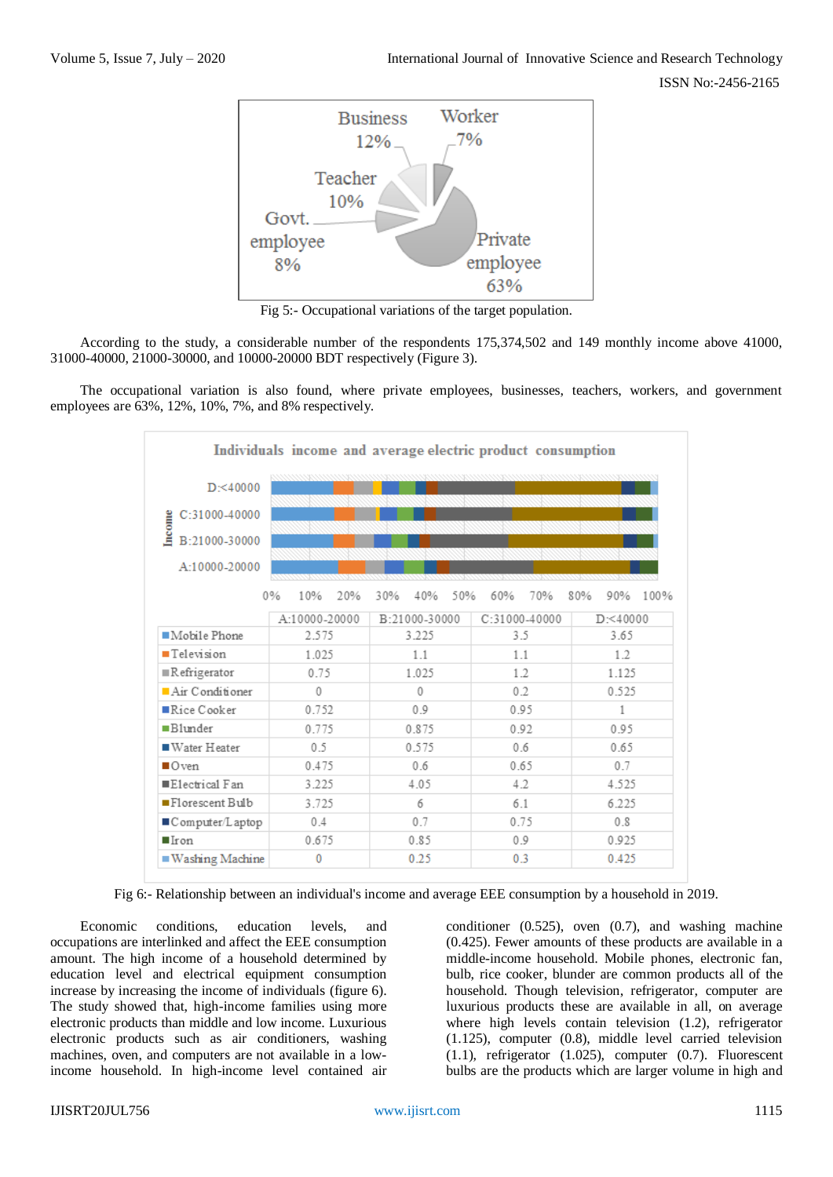Fig 5:- Occupational variations of the target population.

According to the study, a considerable number of the respondents 175,374,502 and 149 monthly income above 41000, 31000-40000, 21000-30000, and 10000-20000 BDT respectively (Figure 3).

The occupational variation is also found, where private employees, businesses, teachers, workers, and government employees are 63%, 12%, 10%, 7%, and 8% respectively.

Individuals income and average electric product consumption

| | A:10000-20000 | B:21000-30000 | C:31000-40000 | D:<40000 |
|---|---|---|---|---|
| Mobile Phone | 2.575 | 3.225 | 3.5 | 3.65 |
| Television | 1.025 | 1.1 | 1.1 | 1.2 |
| Refrigerator | 0.75 | 1.025 | 1.2 | 1.125 |
| Air Conditioner | 0 | 0 | 0.2 | 0.525 |
| Rice Cooker | 0.752 | 0.9 | 0.95 | 1 |
| Blunder | 0.775 | 0.875 | 0.92 | 0.95 |
| Water Heater | 0.5 | 0.575 | 0.6 | 0.65 |
| Oven | 0.475 | 0.6 | 0.65 | 0.7 |
| Electrical Fan | 3.225 | 4.05 | 4.2 | 4.525 |
| Florescent Bulb | 3.725 | 6 | 6.1 | 6.225 |
| Computer/Laptop | 0.4 | 0.7 | 0.75 | 0.8 |
| Iron | 0.675 | 0.85 | 0.9 | 0.925 |
| Washing Machine | 0 | 0.25 | 0.3 | 0.425 |

Fig 6:- Relationship between an individual's income and average EEE consumption by a household in 2019.

Economic conditions, education levels, and occupations are interlinked and affect the EEE consumption amount. The high income of a household determined by education level and electrical equipment consumption increase by increasing the income of individuals (figure 6). The study showed that, high-income families using more electronic products than middle and low income. Luxurious electronic products such as air conditioners, washing machines, oven, and computers are not available in a low-income household. In high-income level contained air conditioner (0.525), oven (0.7), and washing machine (0.425). Fewer amounts of these products are available in a middle-income household. Mobile phones, electronic fan, bulb, rice cooker, blunder are common products all of the household. Though television, refrigerator, computer are luxurious products these are available in all, on average where high levels contain television (1.2), refrigerator (1.125), computer (0.8), middle level carried television (1.1), refrigerator (1.025), computer (0.7). Fluorescent bulbs are the products which are larger volume in high and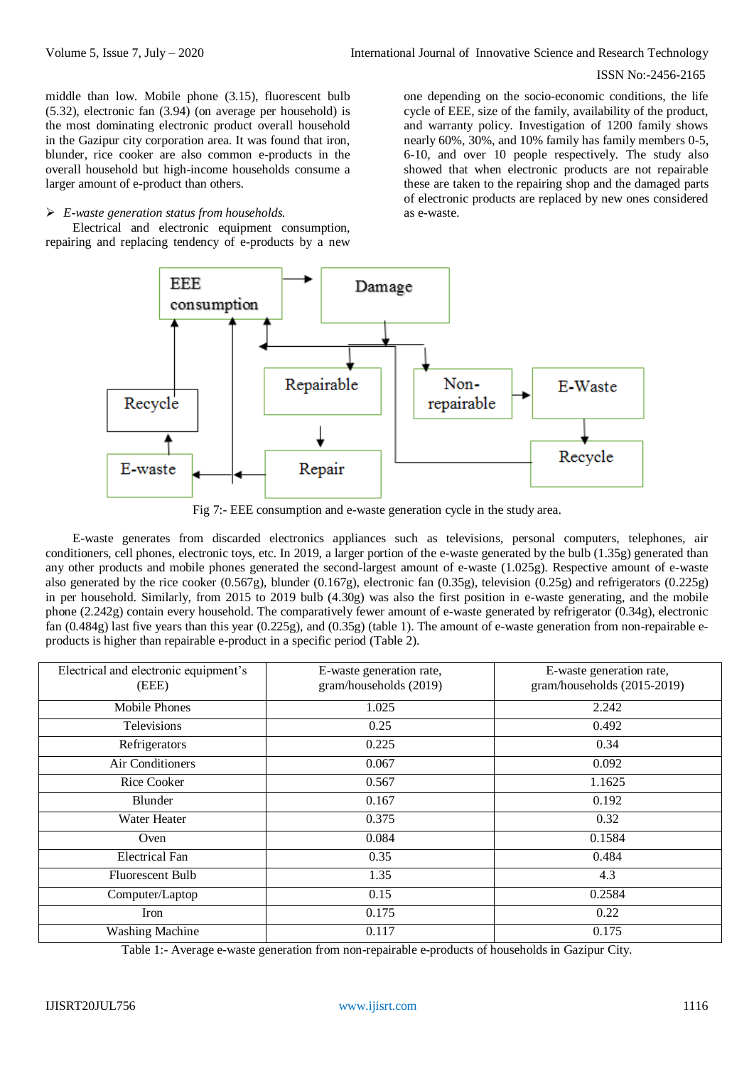middle than low. Mobile phone (3.15), fluorescent bulb (5.32), electronic fan (3.94) (on average per household) is the most dominating electronic product overall household in the Gazipur city corporation area. It was found that iron, blunder, rice cooker are also common e-products in the overall household but high-income households consume a larger amount of e-product than others.

➢ *E-waste generation status from households.*

Electrical and electronic equipment consumption, repairing and replacing tendency of e-products by a new one depending on the socio-economic conditions, the life cycle of EEE, size of the family, availability of the product, and warranty policy. Investigation of 1200 family shows nearly 60%, 30%, and 10% family has family members 0-5, 6-10, and over 10 people respectively. The study also showed that when electronic products are not repairable these are taken to the repairing shop and the damaged parts of electronic products are replaced by new ones considered as e-waste.

Fig 7:- EEE consumption and e-waste generation cycle in the study area.

E-waste generates from discarded electronics appliances such as televisions, personal computers, telephones, air conditioners, cell phones, electronic toys, etc. In 2019, a larger portion of the e-waste generated by the bulb (1.35g) generated than any other products and mobile phones generated the second-largest amount of e-waste (1.025g). Respective amount of e-waste also generated by the rice cooker (0.567g), blunder (0.167g), electronic fan (0.35g), television (0.25g) and refrigerators (0.225g) in per household. Similarly, from 2015 to 2019 bulb (4.30g) was also the first position in e-waste generating, and the mobile phone (2.242g) contain every household. The comparatively fewer amount of e-waste generated by refrigerator (0.34g), electronic fan (0.484g) last five years than this year (0.225g), and (0.35g) (table 1). The amount of e-waste generation from non-repairable e-products is higher than repairable e-product in a specific period (Table 2).

| Electrical and electronic equipment's (EEE) | E-waste generation rate, gram/households (2019) | E-waste generation rate, gram/households (2015-2019) |
|---|---|---|
| Mobile Phones | 1.025 | 2.242 |
| Televisions | 0.25 | 0.492 |
| Refrigerators | 0.225 | 0.34 |
| Air Conditioners | 0.067 | 0.092 |
| Rice Cooker | 0.567 | 1.1625 |
| Blunder | 0.167 | 0.192 |
| Water Heater | 0.375 | 0.32 |
| Oven | 0.084 | 0.1584 |
| Electrical Fan | 0.35 | 0.484 |
| Fluorescent Bulb | 1.35 | 4.3 |
| Computer/Laptop | 0.15 | 0.2584 |
| Iron | 0.175 | 0.22 |
| Washing Machine | 0.117 | 0.175 |

Table 1:- Average e-waste generation from non-repairable e-products of households in Gazipur City.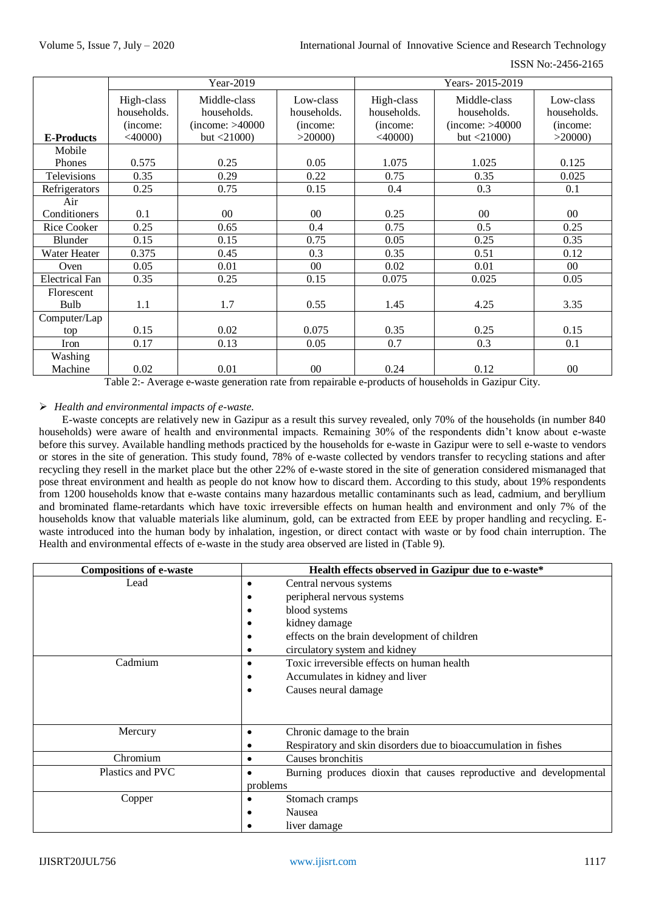| E-Products | Year-2019 | | | Years- 2015-2019 | | |
|---|---|---|---|---|---|---|
| | High-class households. (income: <40000) | Middle-class households. (income: >40000 but <21000) | Low-class households. (income: >20000) | High-class households. (income: <40000) | Middle-class households. (income: >40000 but <21000) | Low-class households. (income: >20000) |
| Mobile Phones | 0.575 | 0.25 | 0.05 | 1.075 | 1.025 | 0.125 |
| Televisions | 0.35 | 0.29 | 0.22 | 0.75 | 0.35 | 0.025 |
| Refrigerators | 0.25 | 0.75 | 0.15 | 0.4 | 0.3 | 0.1 |
| Air Conditioners | 0.1 | 00 | 00 | 0.25 | 00 | 00 |
| Rice Cooker | 0.25 | 0.65 | 0.4 | 0.75 | 0.5 | 0.25 |
| Blunder | 0.15 | 0.15 | 0.75 | 0.05 | 0.25 | 0.35 |
| Water Heater | 0.375 | 0.45 | 0.3 | 0.35 | 0.51 | 0.12 |
| Oven | 0.05 | 0.01 | 00 | 0.02 | 0.01 | 00 |
| Electrical Fan | 0.35 | 0.25 | 0.15 | 0.075 | 0.025 | 0.05 |
| Florescent Bulb | 1.1 | 1.7 | 0.55 | 1.45 | 4.25 | 3.35 |
| Computer/Laptop | 0.15 | 0.02 | 0.075 | 0.35 | 0.25 | 0.15 |
| Iron | 0.17 | 0.13 | 0.05 | 0.7 | 0.3 | 0.1 |
| Washing Machine | 0.02 | 0.01 | 00 | 0.24 | 0.12 | 00 |

Table 2:- Average e-waste generation rate from repairable e-products of households in Gazipur City.

- *Health and environmental impacts of e-waste.*

E-waste concepts are relatively new in Gazipur as a result this survey revealed, only 70% of the households (in number 840 households) were aware of health and environmental impacts. Remaining 30% of the respondents didn't know about e-waste before this survey. Available handling methods practiced by the households for e-waste in Gazipur were to sell e-waste to vendors or stores in the site of generation. This study found, 78% of e-waste collected by vendors transfer to recycling stations and after recycling they resell in the market place but the other 22% of e-waste stored in the site of generation considered mismanaged that pose threat environment and health as people do not know how to discard them. According to this study, about 19% respondents from 1200 households know that e-waste contains many hazardous metallic contaminants such as lead, cadmium, and beryllium and brominated flame-retardants which have toxic irreversible effects on human health and environment and only 7% of the households know that valuable materials like aluminum, gold, can be extracted from EEE by proper handling and recycling. E-waste introduced into the human body by inhalation, ingestion, or direct contact with waste or by food chain interruption. The Health and environmental effects of e-waste in the study area observed are listed in (Table 9).

| Compositions of e-waste | Health effects observed in Gazipur due to e-waste* |
|---|---|
| Lead | • Central nervous systems<br>• peripheral nervous systems<br>• blood systems<br>• kidney damage<br>• effects on the brain development of children<br>• circulatory system and kidney |
| Cadmium | • Toxic irreversible effects on human health<br>• Accumulates in kidney and liver<br>• Causes neural damage |
| Mercury | • Chronic damage to the brain<br>• Respiratory and skin disorders due to bioaccumulation in fishes |
| Chromium | • Causes bronchitis |
| Plastics and PVC | • Burning produces dioxin that causes reproductive and developmental problems |
| Copper | • Stomach cramps<br>• Nausea<br>• liver damage |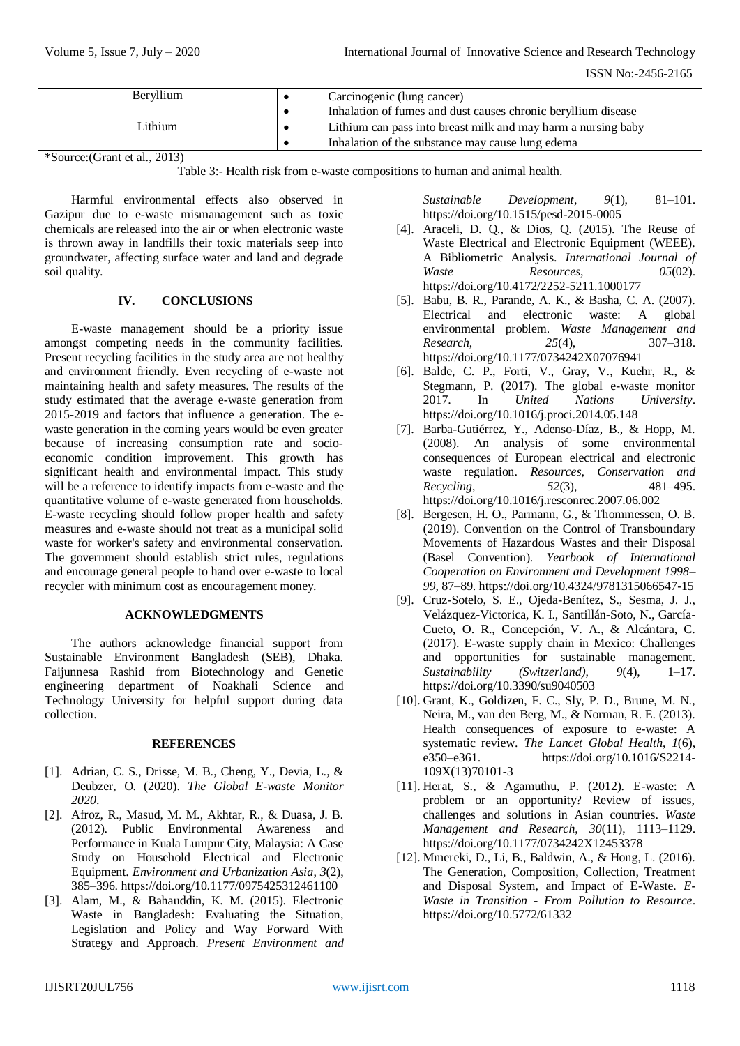| Beryllium | • Carcinogenic (lung cancer)<br>• Inhalation of fumes and dust causes chronic beryllium disease |
|---|---|
| Lithium | • Lithium can pass into breast milk and may harm a nursing baby<br>• Inhalation of the substance may cause lung edema |

*Source:(Grant et al., 2013)

Table 3:- Health risk from e-waste compositions to human and animal health.

Harmful environmental effects also observed in Gazipur due to e-waste mismanagement such as toxic chemicals are released into the air or when electronic waste is thrown away in landfills their toxic materials seep into groundwater, affecting surface water and land and degrade soil quality.

## IV. CONCLUSIONS

E-waste management should be a priority issue amongst competing needs in the community facilities. Present recycling facilities in the study area are not healthy and environment friendly. Even recycling of e-waste not maintaining health and safety measures. The results of the study estimated that the average e-waste generation from 2015-2019 and factors that influence a generation. The e-waste generation in the coming years would be even greater because of increasing consumption rate and socio-economic condition improvement. This growth has significant health and environmental impact. This study will be a reference to identify impacts from e-waste and the quantitative volume of e-waste generated from households. E-waste recycling should follow proper health and safety measures and e-waste should not treat as a municipal solid waste for worker's safety and environmental conservation. The government should establish strict rules, regulations and encourage general people to hand over e-waste to local recycler with minimum cost as encouragement money.

## ACKNOWLEDGMENTS

The authors acknowledge financial support from Sustainable Environment Bangladesh (SEB), Dhaka. Faijunnesa Rashid from Biotechnology and Genetic engineering department of Noakhali Science and Technology University for helpful support during data collection.

## REFERENCES

[1]. Adrian, C. S., Drisse, M. B., Cheng, Y., Devia, L., & Deubzer, O. (2020). *The Global E-waste Monitor 2020*.

[2]. Afroz, R., Masud, M. M., Akhtar, R., & Duasa, J. B. (2012). Public Environmental Awareness and Performance in Kuala Lumpur City, Malaysia: A Case Study on Household Electrical and Electronic Equipment. *Environment and Urbanization Asia*, *3*(2), 385–396. https://doi.org/10.1177/0975425312461100

[3]. Alam, M., & Bahauddin, K. M. (2015). Electronic Waste in Bangladesh: Evaluating the Situation, Legislation and Policy and Way Forward With Strategy and Approach. *Present Environment and Sustainable Development*, *9*(1), 81–101. https://doi.org/10.1515/pesd-2015-0005

[4]. Araceli, D. Q., & Dios, Q. (2015). The Reuse of Waste Electrical and Electronic Equipment (WEEE). A Bibliometric Analysis. *International Journal of Waste Resources*, *05*(02). https://doi.org/10.4172/2252-5211.1000177

[5]. Babu, B. R., Parande, A. K., & Basha, C. A. (2007). Electrical and electronic waste: A global environmental problem. *Waste Management and Research*, *25*(4), 307–318. https://doi.org/10.1177/0734242X07076941

[6]. Balde, C. P., Forti, V., Gray, V., Kuehr, R., & Stegmann, P. (2017). The global e-waste monitor 2017. In *United Nations University*. https://doi.org/10.1016/j.proci.2014.05.148

[7]. Barba-Gutiérrez, Y., Adenso-Díaz, B., & Hopp, M. (2008). An analysis of some environmental consequences of European electrical and electronic waste regulation. *Resources, Conservation and Recycling*, *52*(3), 481–495. https://doi.org/10.1016/j.resconrec.2007.06.002

[8]. Bergesen, H. O., Parmann, G., & Thommessen, O. B. (2019). Convention on the Control of Transboundary Movements of Hazardous Wastes and their Disposal (Basel Convention). *Yearbook of International Cooperation on Environment and Development 1998–99*, 87–89. https://doi.org/10.4324/9781315066547-15

[9]. Cruz-Sotelo, S. E., Ojeda-Benítez, S., Sesma, J. J., Velázquez-Victorica, K. I., Santillán-Soto, N., García-Cueto, O. R., Concepción, V. A., & Alcántara, C. (2017). E-waste supply chain in Mexico: Challenges and opportunities for sustainable management. *Sustainability (Switzerland)*, *9*(4), 1–17. https://doi.org/10.3390/su9040503

[10]. Grant, K., Goldizen, F. C., Sly, P. D., Brune, M. N., Neira, M., van den Berg, M., & Norman, R. E. (2013). Health consequences of exposure to e-waste: A systematic review. *The Lancet Global Health*, *1*(6), e350–e361. https://doi.org/10.1016/S2214-109X(13)70101-3

[11]. Herat, S., & Agamuthu, P. (2012). E-waste: A problem or an opportunity? Review of issues, challenges and solutions in Asian countries. *Waste Management and Research*, *30*(11), 1113–1129. https://doi.org/10.1177/0734242X12453378

[12]. Mmereki, D., Li, B., Baldwin, A., & Hong, L. (2016). The Generation, Composition, Collection, Treatment and Disposal System, and Impact of E-Waste. *E-Waste in Transition - From Pollution to Resource*. https://doi.org/10.5772/61332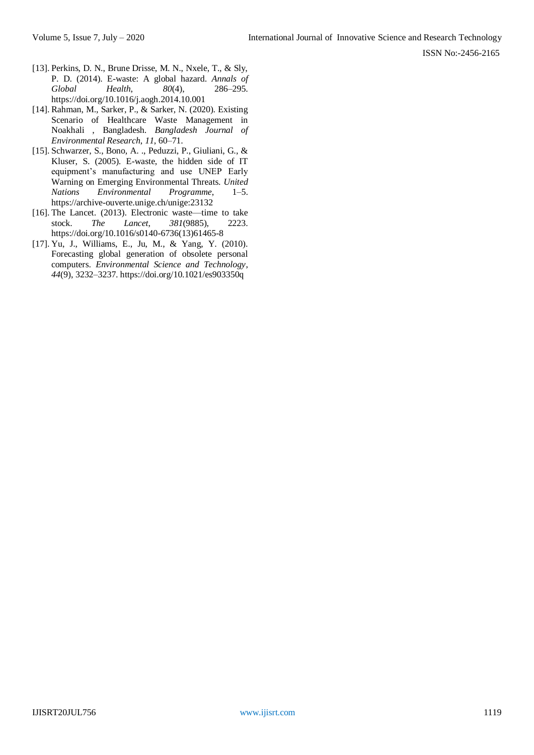[13]. Perkins, D. N., Brune Drisse, M. N., Nxele, T., & Sly, P. D. (2014). E-waste: A global hazard. *Annals of Global Health*, *80*(4), 286–295. https://doi.org/10.1016/j.aogh.2014.10.001

[14]. Rahman, M., Sarker, P., & Sarker, N. (2020). Existing Scenario of Healthcare Waste Management in Noakhali , Bangladesh. *Bangladesh Journal of Environmental Research*, *11*, 60–71.

[15]. Schwarzer, S., Bono, A. ., Peduzzi, P., Giuliani, G., & Kluser, S. (2005). E-waste, the hidden side of IT equipment's manufacturing and use UNEP Early Warning on Emerging Environmental Threats. *United Nations Environmental Programme*, 1–5. https://archive-ouverte.unige.ch/unige:23132

[16]. The Lancet. (2013). Electronic waste—time to take stock. *The Lancet*, *381*(9885), 2223. https://doi.org/10.1016/s0140-6736(13)61465-8

[17]. Yu, J., Williams, E., Ju, M., & Yang, Y. (2010). Forecasting global generation of obsolete personal computers. *Environmental Science and Technology*, *44*(9), 3232–3237. https://doi.org/10.1021/es903350q